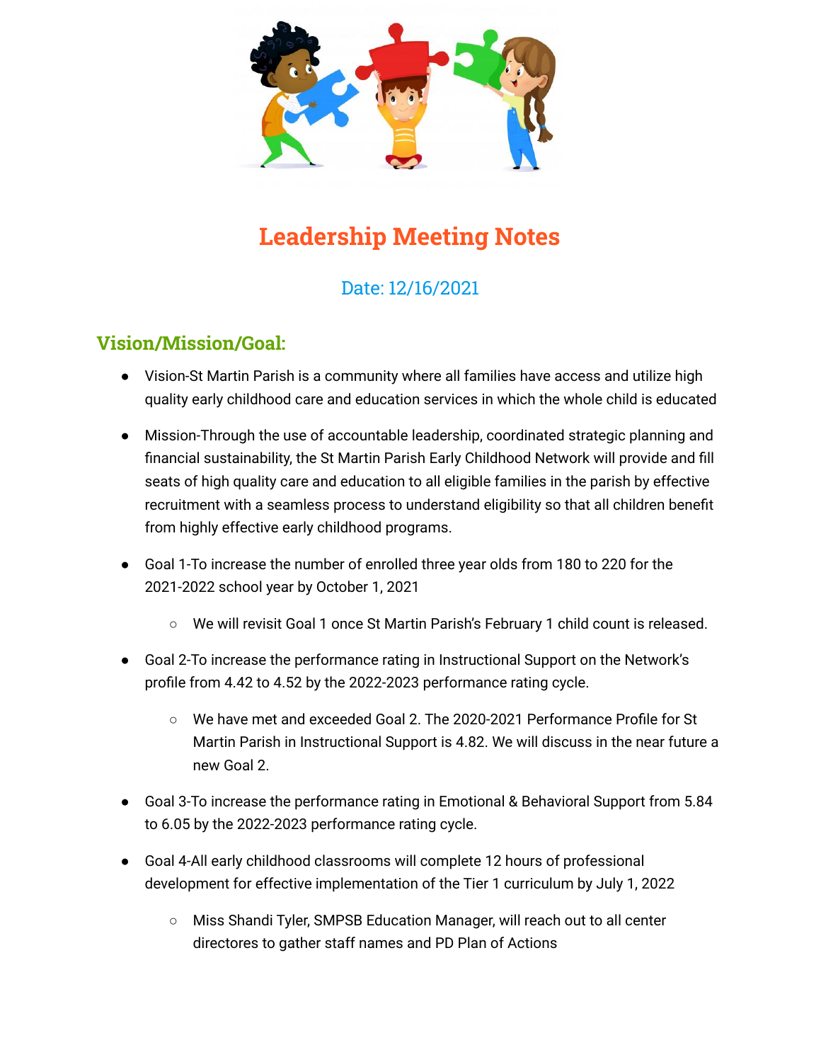# Leadership Meeting Notes

Date: 12/16/2021

## Vision/Mission/Goal:

- Vision-St Martin Parish is a community where all families have access and utilize high quality early childhood care and education services in which the whole child is educated
- Mission-Through the use of accountable leadership, coordinated strategic planning and financial sustainability, the St Martin Parish Early Childhood Network will provide and fill seats of high quality care and education to all eligible families in the parish by effective recruitment with a seamless process to understand eligibility so that all children benefit from highly effective early childhood programs.
- Goal 1-To increase the number of enrolled three year olds from 180 to 220 for the 2021-2022 school year by October 1, 2021
  - We will revisit Goal 1 once St Martin Parish's February 1 child count is released.
- Goal 2-To increase the performance rating in Instructional Support on the Network's profile from 4.42 to 4.52 by the 2022-2023 performance rating cycle.
  - We have met and exceeded Goal 2. The 2020-2021 Performance Profile for St Martin Parish in Instructional Support is 4.82. We will discuss in the near future a new Goal 2.
- Goal 3-To increase the performance rating in Emotional & Behavioral Support from 5.84 to 6.05 by the 2022-2023 performance rating cycle.
- Goal 4-All early childhood classrooms will complete 12 hours of professional development for effective implementation of the Tier 1 curriculum by July 1, 2022
  - Miss Shandi Tyler, SMPSB Education Manager, will reach out to all center directores to gather staff names and PD Plan of Actions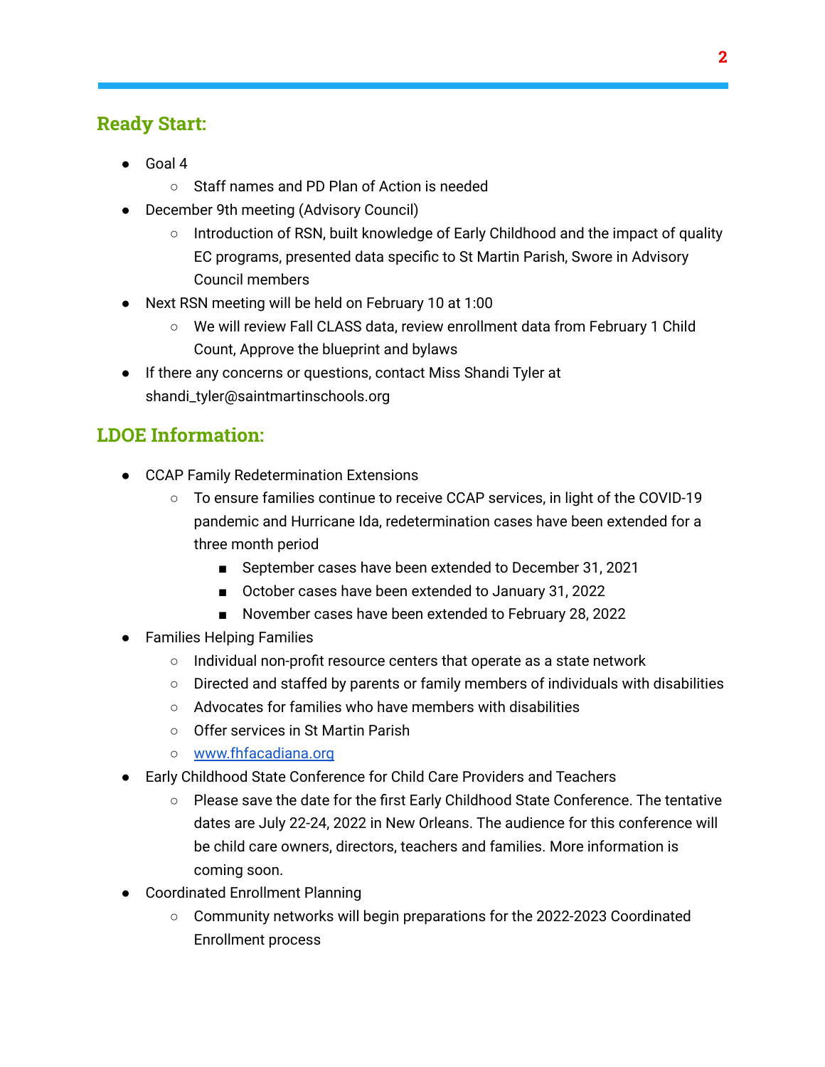## Ready Start:

- Goal 4
    - Staff names and PD Plan of Action is needed
- December 9th meeting (Advisory Council)
    - Introduction of RSN, built knowledge of Early Childhood and the impact of quality EC programs, presented data specific to St Martin Parish, Swore in Advisory Council members
- Next RSN meeting will be held on February 10 at 1:00
    - We will review Fall CLASS data, review enrollment data from February 1 Child Count, Approve the blueprint and bylaws
- If there any concerns or questions, contact Miss Shandi Tyler at shandi_tyler@saintmartinschools.org

## LDOE Information:

- CCAP Family Redetermination Extensions
    - To ensure families continue to receive CCAP services, in light of the COVID-19 pandemic and Hurricane Ida, redetermination cases have been extended for a three month period
        - September cases have been extended to December 31, 2021
        - October cases have been extended to January 31, 2022
        - November cases have been extended to February 28, 2022
- Families Helping Families
    - Individual non-profit resource centers that operate as a state network
    - Directed and staffed by parents or family members of individuals with disabilities
    - Advocates for families who have members with disabilities
    - Offer services in St Martin Parish
    - [www.fhfacadiana.org](http://www.fhfacadiana.org)
- Early Childhood State Conference for Child Care Providers and Teachers
    - Please save the date for the first Early Childhood State Conference. The tentative dates are July 22-24, 2022 in New Orleans. The audience for this conference will be child care owners, directors, teachers and families. More information is coming soon.
- Coordinated Enrollment Planning
    - Community networks will begin preparations for the 2022-2023 Coordinated Enrollment process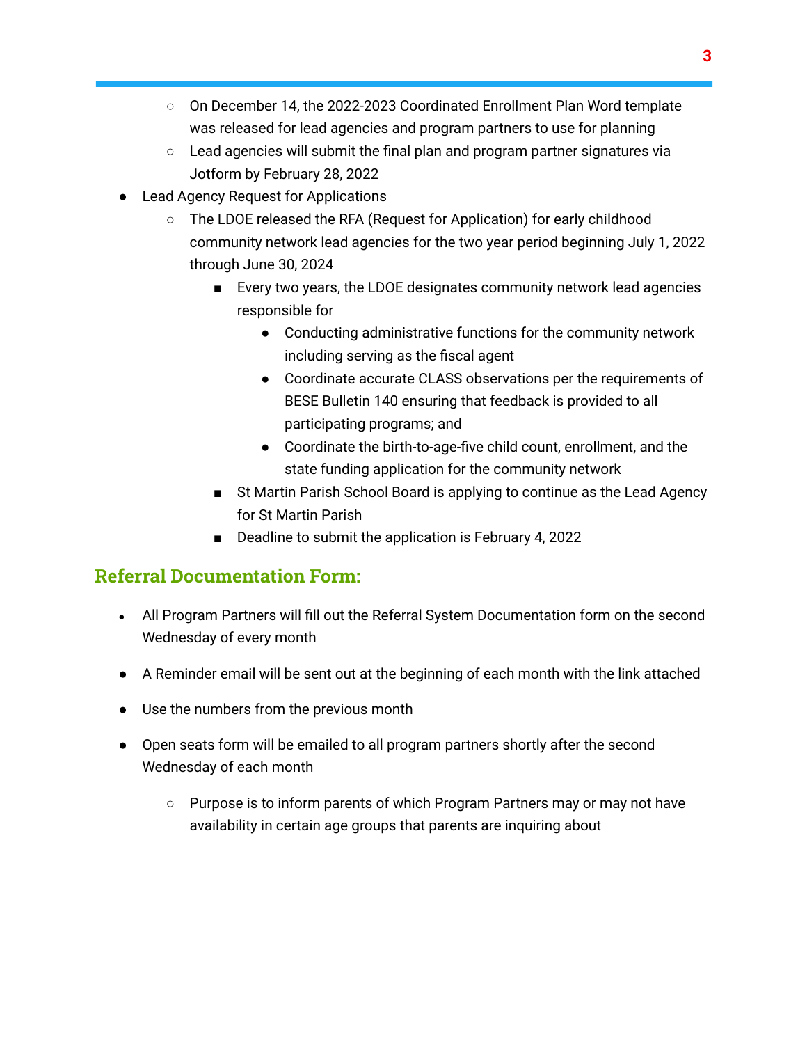- On December 14, the 2022-2023 Coordinated Enrollment Plan Word template was released for lead agencies and program partners to use for planning
    - Lead agencies will submit the final plan and program partner signatures via Jotform by February 28, 2022
- Lead Agency Request for Applications
    - The LDOE released the RFA (Request for Application) for early childhood community network lead agencies for the two year period beginning July 1, 2022 through June 30, 2024
        - Every two years, the LDOE designates community network lead agencies responsible for
            - Conducting administrative functions for the community network including serving as the fiscal agent
            - Coordinate accurate CLASS observations per the requirements of BESE Bulletin 140 ensuring that feedback is provided to all participating programs; and
            - Coordinate the birth-to-age-five child count, enrollment, and the state funding application for the community network
        - St Martin Parish School Board is applying to continue as the Lead Agency for St Martin Parish
        - Deadline to submit the application is February 4, 2022

## Referral Documentation Form:

- All Program Partners will fill out the Referral System Documentation form on the second Wednesday of every month
- A Reminder email will be sent out at the beginning of each month with the link attached
- Use the numbers from the previous month
- Open seats form will be emailed to all program partners shortly after the second Wednesday of each month
    - Purpose is to inform parents of which Program Partners may or may not have availability in certain age groups that parents are inquiring about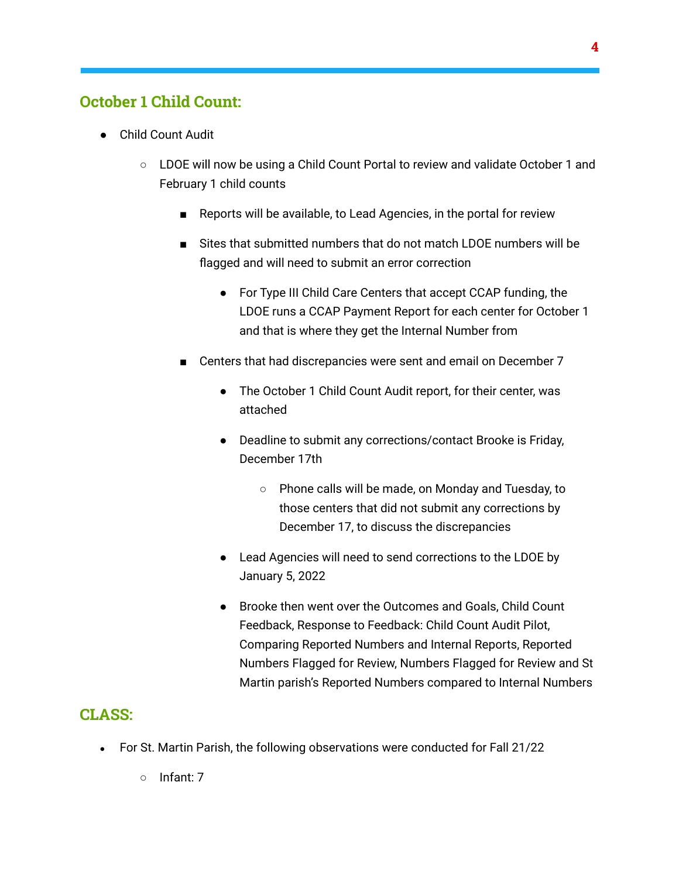## October 1 Child Count:

- Child Count Audit
    - LDOE will now be using a Child Count Portal to review and validate October 1 and February 1 child counts
        - Reports will be available, to Lead Agencies, in the portal for review
        - Sites that submitted numbers that do not match LDOE numbers will be flagged and will need to submit an error correction
            - For Type III Child Care Centers that accept CCAP funding, the LDOE runs a CCAP Payment Report for each center for October 1 and that is where they get the Internal Number from
        - Centers that had discrepancies were sent and email on December 7
            - The October 1 Child Count Audit report, for their center, was attached
            - Deadline to submit any corrections/contact Brooke is Friday, December 17th
                - Phone calls will be made, on Monday and Tuesday, to those centers that did not submit any corrections by December 17, to discuss the discrepancies
            - Lead Agencies will need to send corrections to the LDOE by January 5, 2022
            - Brooke then went over the Outcomes and Goals, Child Count Feedback, Response to Feedback: Child Count Audit Pilot, Comparing Reported Numbers and Internal Reports, Reported Numbers Flagged for Review, Numbers Flagged for Review and St Martin parish's Reported Numbers compared to Internal Numbers

## CLASS:

- For St. Martin Parish, the following observations were conducted for Fall 21/22
    - Infant: 7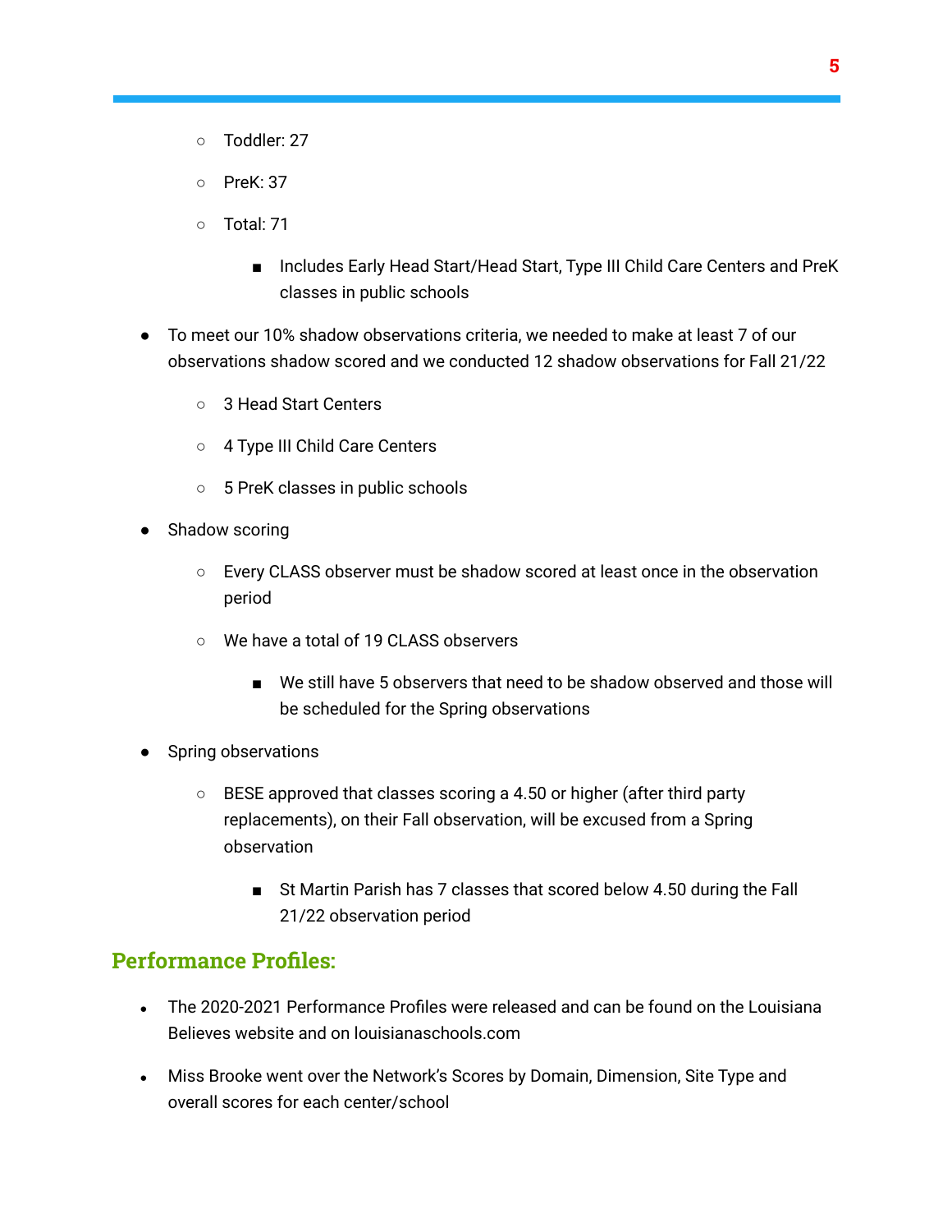- Toddler: 27
    - PreK: 37
    - Total: 71
        - Includes Early Head Start/Head Start, Type III Child Care Centers and PreK classes in public schools

- To meet our 10% shadow observations criteria, we needed to make at least 7 of our observations shadow scored and we conducted 12 shadow observations for Fall 21/22
    - 3 Head Start Centers
    - 4 Type III Child Care Centers
    - 5 PreK classes in public schools
- Shadow scoring
    - Every CLASS observer must be shadow scored at least once in the observation period
    - We have a total of 19 CLASS observers
        - We still have 5 observers that need to be shadow observed and those will be scheduled for the Spring observations
- Spring observations
    - BESE approved that classes scoring a 4.50 or higher (after third party replacements), on their Fall observation, will be excused from a Spring observation
        - St Martin Parish has 7 classes that scored below 4.50 during the Fall 21/22 observation period

## Performance Profiles:

- The 2020-2021 Performance Profiles were released and can be found on the Louisiana Believes website and on louisianaschools.com
- Miss Brooke went over the Network's Scores by Domain, Dimension, Site Type and overall scores for each center/school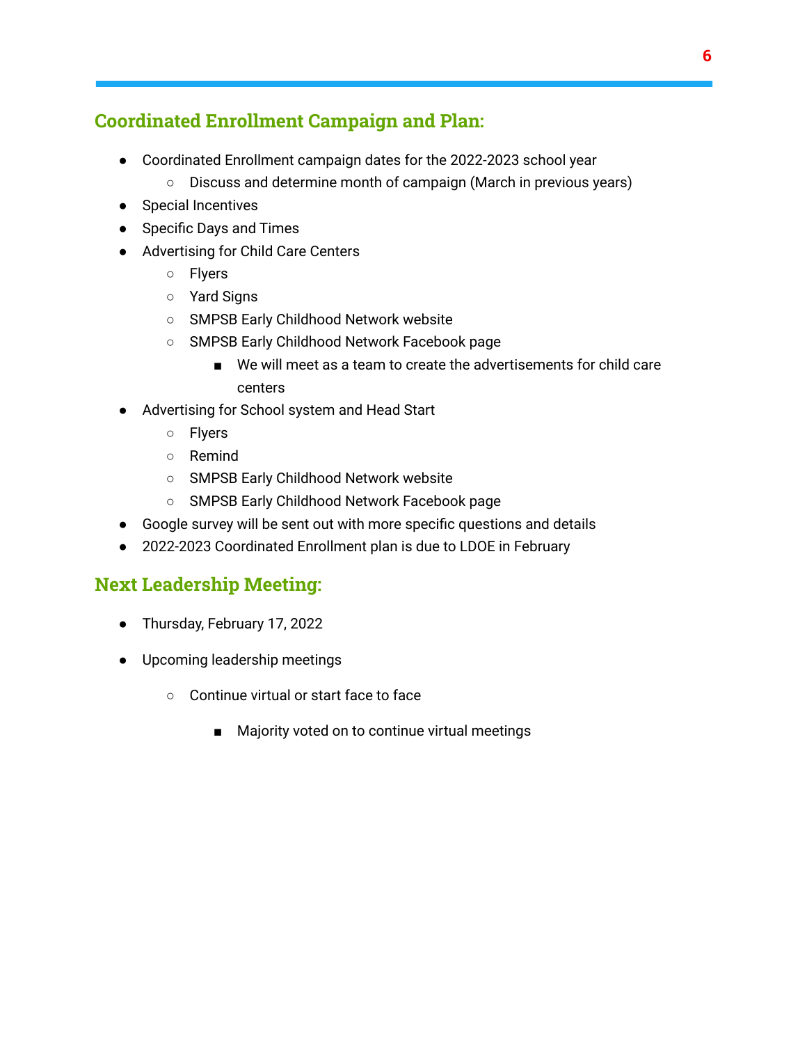## Coordinated Enrollment Campaign and Plan:

- Coordinated Enrollment campaign dates for the 2022-2023 school year
  - Discuss and determine month of campaign (March in previous years)
- Special Incentives
- Specific Days and Times
- Advertising for Child Care Centers
  - Flyers
  - Yard Signs
  - SMPSB Early Childhood Network website
  - SMPSB Early Childhood Network Facebook page
    - We will meet as a team to create the advertisements for child care centers
- Advertising for School system and Head Start
  - Flyers
  - Remind
  - SMPSB Early Childhood Network website
  - SMPSB Early Childhood Network Facebook page
- Google survey will be sent out with more specific questions and details
- 2022-2023 Coordinated Enrollment plan is due to LDOE in February

## Next Leadership Meeting:

- Thursday, February 17, 2022
- Upcoming leadership meetings
  - Continue virtual or start face to face
    - Majority voted on to continue virtual meetings